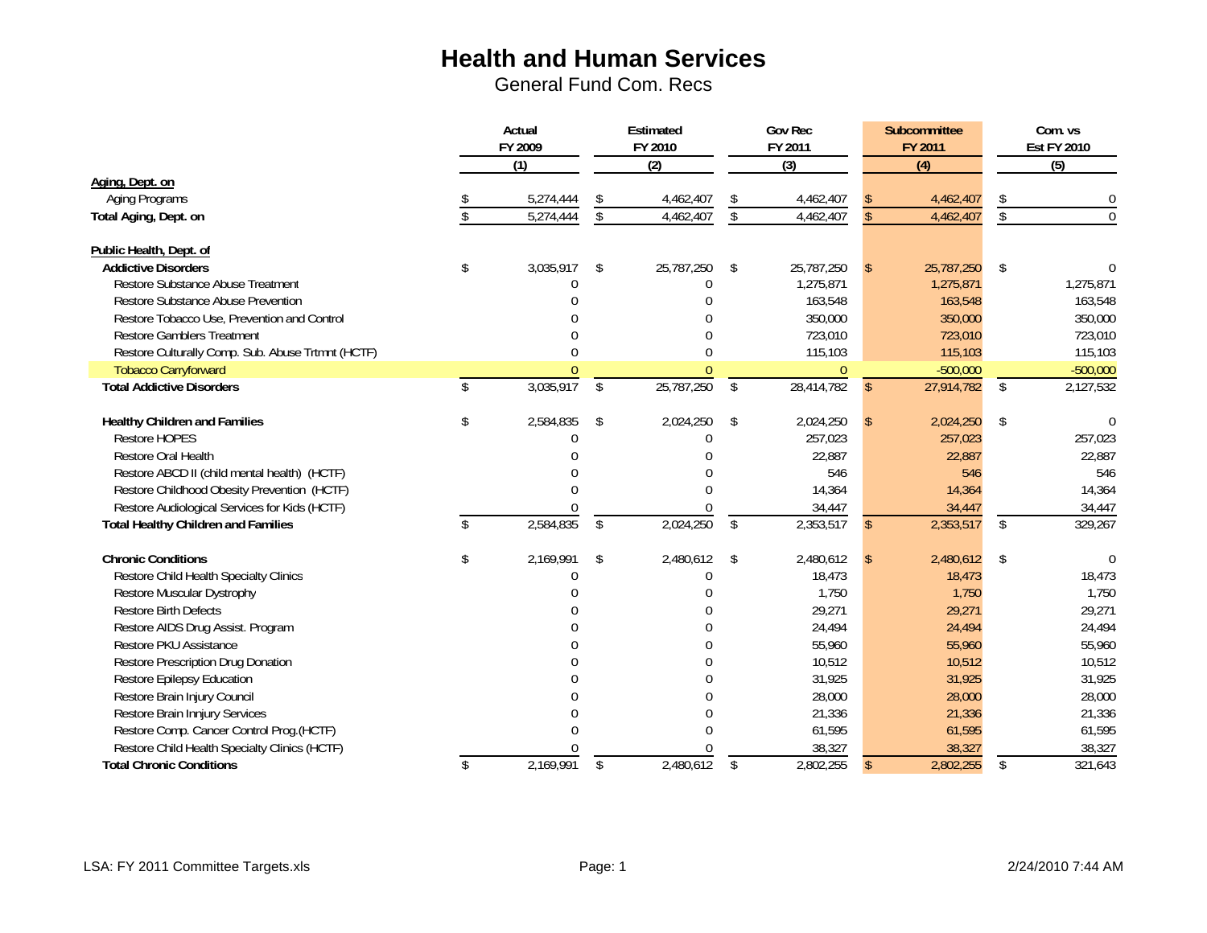# Health and Human Services

General Fund Com. Recs

| | Actual FY 2009 (1) | Estimated FY 2010 (2) | Gov Rec FY 2011 (3) | Subcommittee FY 2011 (4) | Com. vs Est FY 2010 (5) |
|---|---|---|---|---|---|
| **Aging, Dept. on** | | | | | |
| Aging Programs | $ 5,274,444 | $ 4,462,407 | $ 4,462,407 | $ 4,462,407 | $ 0 |
| **Total Aging, Dept. on** | $ 5,274,444 | $ 4,462,407 | $ 4,462,407 | $ 4,462,407 | $ 0 |
| | | | | | |
| **Public Health, Dept. of** | | | | | |
| **Addictive Disorders** | $ 3,035,917 | $ 25,787,250 | $ 25,787,250 | $ 25,787,250 | $ 0 |
| Restore Substance Abuse Treatment | 0 | 0 | 1,275,871 | 1,275,871 | 1,275,871 |
| Restore Substance Abuse Prevention | 0 | 0 | 163,548 | 163,548 | 163,548 |
| Restore Tobacco Use, Prevention and Control | 0 | 0 | 350,000 | 350,000 | 350,000 |
| Restore Gamblers Treatment | 0 | 0 | 723,010 | 723,010 | 723,010 |
| Restore Culturally Comp. Sub. Abuse Trtmnt (HCTF) | 0 | 0 | 115,103 | 115,103 | 115,103 |
| Tobacco Carryforward | 0 | 0 | 0 | -500,000 | -500,000 |
| **Total Addictive Disorders** | $ 3,035,917 | $ 25,787,250 | $ 28,414,782 | $ 27,914,782 | $ 2,127,532 |
| | | | | | |
| **Healthy Children and Families** | $ 2,584,835 | $ 2,024,250 | $ 2,024,250 | $ 2,024,250 | $ 0 |
| Restore HOPES | 0 | 0 | 257,023 | 257,023 | 257,023 |
| Restore Oral Health | 0 | 0 | 22,887 | 22,887 | 22,887 |
| Restore ABCD II (child mental health) (HCTF) | 0 | 0 | 546 | 546 | 546 |
| Restore Childhood Obesity Prevention (HCTF) | 0 | 0 | 14,364 | 14,364 | 14,364 |
| Restore Audiological Services for Kids (HCTF) | 0 | 0 | 34,447 | 34,447 | 34,447 |
| **Total Healthy Children and Families** | $ 2,584,835 | $ 2,024,250 | $ 2,353,517 | $ 2,353,517 | $ 329,267 |
| | | | | | |
| **Chronic Conditions** | $ 2,169,991 | $ 2,480,612 | $ 2,480,612 | $ 2,480,612 | $ 0 |
| Restore Child Health Specialty Clinics | 0 | 0 | 18,473 | 18,473 | 18,473 |
| Restore Muscular Dystrophy | 0 | 0 | 1,750 | 1,750 | 1,750 |
| Restore Birth Defects | 0 | 0 | 29,271 | 29,271 | 29,271 |
| Restore AIDS Drug Assist. Program | 0 | 0 | 24,494 | 24,494 | 24,494 |
| Restore PKU Assistance | 0 | 0 | 55,960 | 55,960 | 55,960 |
| Restore Prescription Drug Donation | 0 | 0 | 10,512 | 10,512 | 10,512 |
| Restore Epilepsy Education | 0 | 0 | 31,925 | 31,925 | 31,925 |
| Restore Brain Injury Council | 0 | 0 | 28,000 | 28,000 | 28,000 |
| Restore Brain Innjury Services | 0 | 0 | 21,336 | 21,336 | 21,336 |
| Restore Comp. Cancer Control Prog.(HCTF) | 0 | 0 | 61,595 | 61,595 | 61,595 |
| Restore Child Health Specialty Clinics (HCTF) | 0 | 0 | 38,327 | 38,327 | 38,327 |
| **Total Chronic Conditions** | $ 2,169,991 | $ 2,480,612 | $ 2,802,255 | $ 2,802,255 | $ 321,643 |

LSA: FY 2011 Committee Targets.xls — 2/24/2010 7:44 AM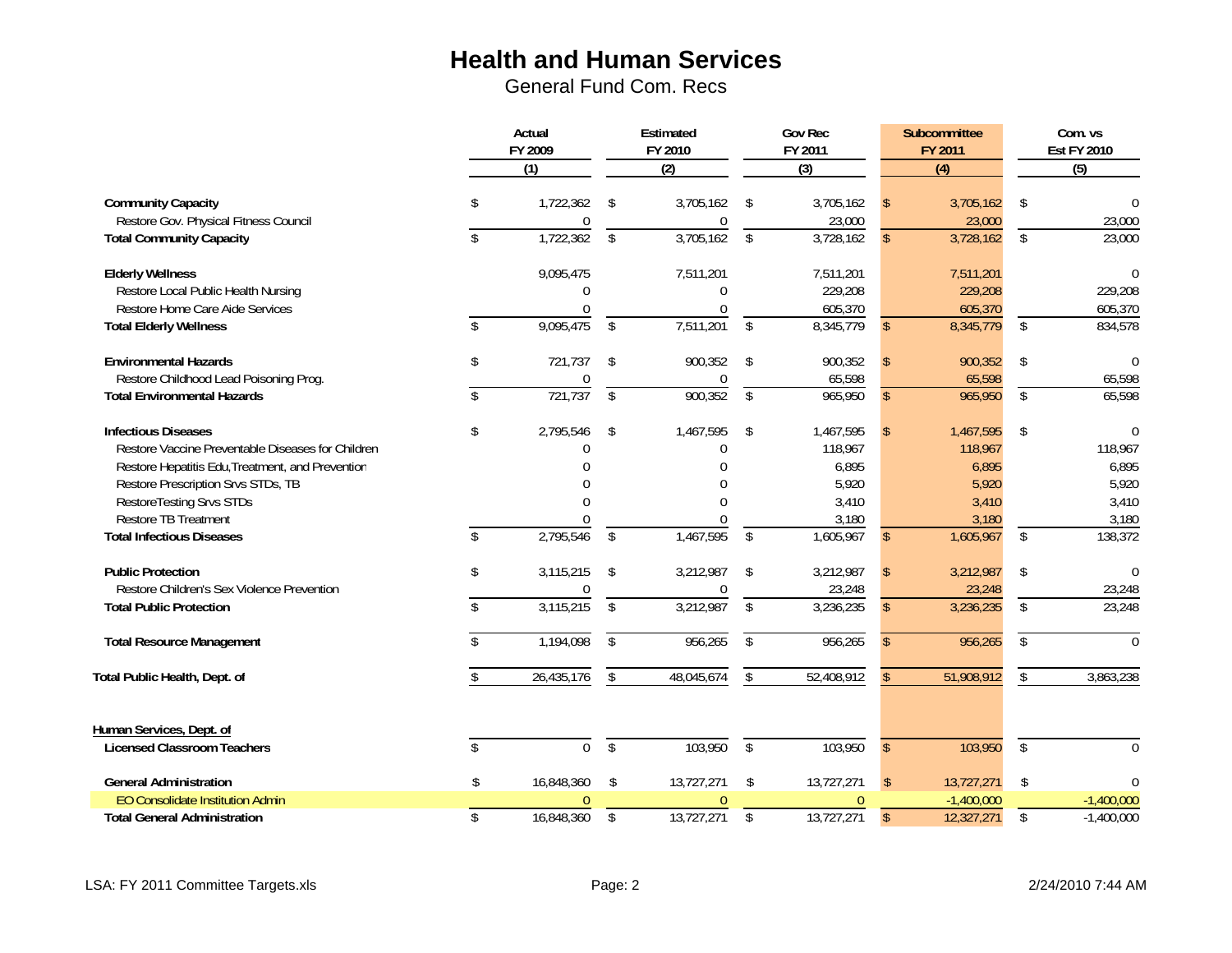# Health and Human Services

General Fund Com. Recs

| | Actual FY 2009 (1) | Estimated FY 2010 (2) | Gov Rec FY 2011 (3) | Subcommittee FY 2011 (4) | Com. vs Est FY 2010 (5) |
|---|---|---|---|---|---|
| **Community Capacity** | $ 1,722,362 | $ 3,705,162 | $ 3,705,162 | $ 3,705,162 | $ 0 |
| Restore Gov. Physical Fitness Council | 0 | 0 | 23,000 | 23,000 | 23,000 |
| **Total Community Capacity** | $ 1,722,362 | $ 3,705,162 | $ 3,728,162 | $ 3,728,162 | $ 23,000 |
| **Elderly Wellness** | 9,095,475 | 7,511,201 | 7,511,201 | 7,511,201 | 0 |
| Restore Local Public Health Nursing | 0 | 0 | 229,208 | 229,208 | 229,208 |
| Restore Home Care Aide Services | 0 | 0 | 605,370 | 605,370 | 605,370 |
| **Total Elderly Wellness** | $ 9,095,475 | $ 7,511,201 | $ 8,345,779 | $ 8,345,779 | $ 834,578 |
| **Environmental Hazards** | $ 721,737 | $ 900,352 | $ 900,352 | $ 900,352 | $ 0 |
| Restore Childhood Lead Poisoning Prog. | 0 | 0 | 65,598 | 65,598 | 65,598 |
| **Total Environmental Hazards** | $ 721,737 | $ 900,352 | $ 965,950 | $ 965,950 | $ 65,598 |
| **Infectious Diseases** | $ 2,795,546 | $ 1,467,595 | $ 1,467,595 | $ 1,467,595 | $ 0 |
| Restore Vaccine Preventable Diseases for Children | 0 | 0 | 118,967 | 118,967 | 118,967 |
| Restore Hepatitis Edu,Treatment, and Prevention | 0 | 0 | 6,895 | 6,895 | 6,895 |
| Restore Prescription Srvs STDs, TB | 0 | 0 | 5,920 | 5,920 | 5,920 |
| RestoreTesting Srvs STDs | 0 | 0 | 3,410 | 3,410 | 3,410 |
| Restore TB Treatment | 0 | 0 | 3,180 | 3,180 | 3,180 |
| **Total Infectious Diseases** | $ 2,795,546 | $ 1,467,595 | $ 1,605,967 | $ 1,605,967 | $ 138,372 |
| **Public Protection** | $ 3,115,215 | $ 3,212,987 | $ 3,212,987 | $ 3,212,987 | $ 0 |
| Restore Children's Sex Violence Prevention | 0 | 0 | 23,248 | 23,248 | 23,248 |
| **Total Public Protection** | $ 3,115,215 | $ 3,212,987 | $ 3,236,235 | $ 3,236,235 | $ 23,248 |
| **Total Resource Management** | $ 1,194,098 | $ 956,265 | $ 956,265 | $ 956,265 | $ 0 |
| **Total Public Health, Dept. of** | $ 26,435,176 | $ 48,045,674 | $ 52,408,912 | $ 51,908,912 | $ 3,863,238 |
| **Human Services, Dept. of** | | | | | |
| **Licensed Classroom Teachers** | $ 0 | $ 103,950 | $ 103,950 | $ 103,950 | $ 0 |
| **General Administration** | $ 16,848,360 | $ 13,727,271 | $ 13,727,271 | $ 13,727,271 | $ 0 |
| EO Consolidate Institution Admin | 0 | 0 | 0 | -1,400,000 | -1,400,000 |
| **Total General Administration** | $ 16,848,360 | $ 13,727,271 | $ 13,727,271 | $ 12,327,271 | $ -1,400,000 |

LSA: FY 2011 Committee Targets.xls 2/24/2010 7:44 AM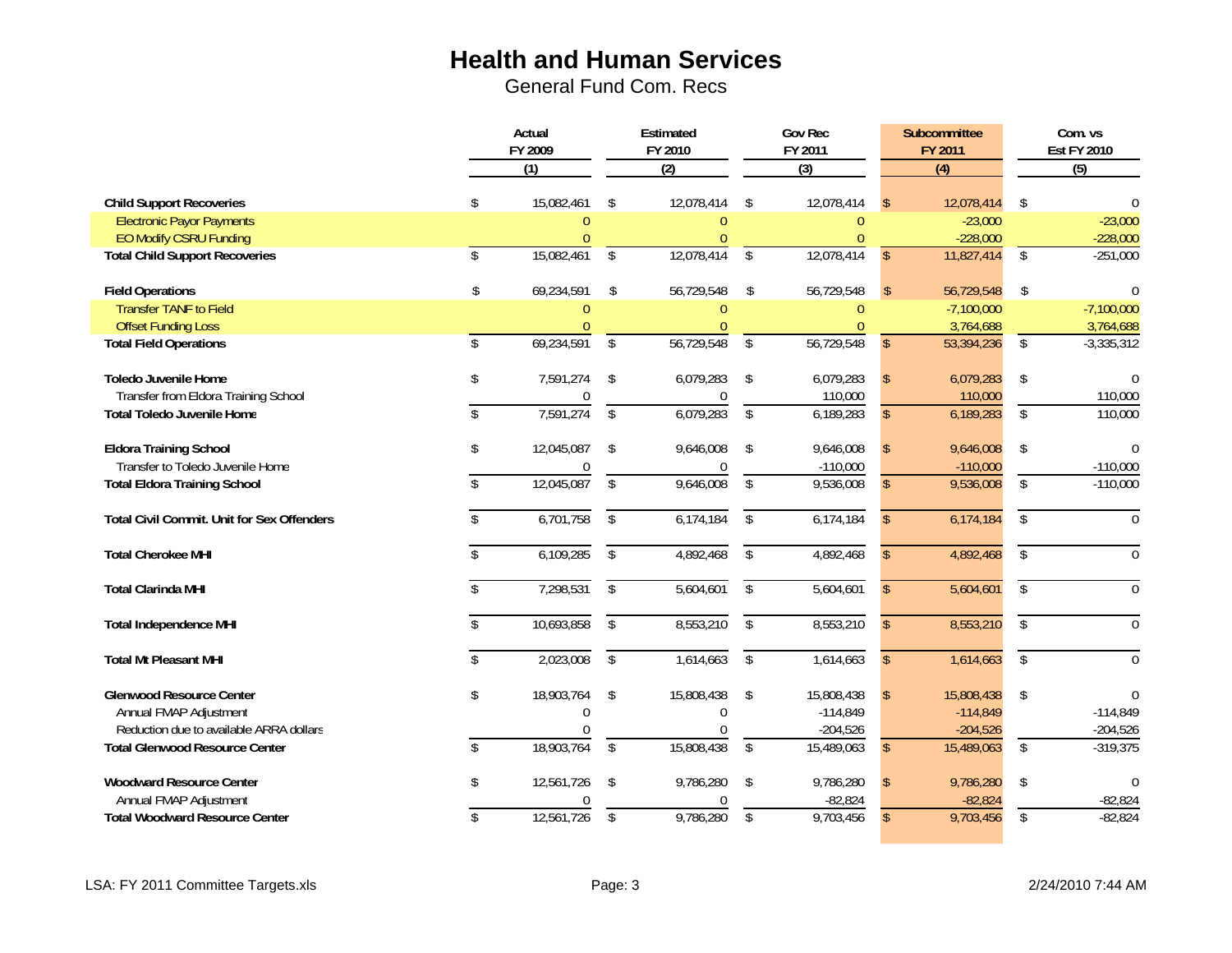# Health and Human Services

General Fund Com. Recs

| | Actual FY 2009 (1) | Estimated FY 2010 (2) | Gov Rec FY 2011 (3) | Subcommittee FY 2011 (4) | Com. vs Est FY 2010 (5) |
|---|---|---|---|---|---|
| **Child Support Recoveries** | $ 15,082,461 | $ 12,078,414 | $ 12,078,414 | $ 12,078,414 | $ 0 |
| Electronic Payor Payments | 0 | 0 | 0 | -23,000 | -23,000 |
| EO Modify CSRU Funding | 0 | 0 | 0 | -228,000 | -228,000 |
| **Total Child Support Recoveries** | $ 15,082,461 | $ 12,078,414 | $ 12,078,414 | $ 11,827,414 | $ -251,000 |
| | | | | | |
| **Field Operations** | $ 69,234,591 | $ 56,729,548 | $ 56,729,548 | $ 56,729,548 | $ 0 |
| Transfer TANF to Field | 0 | 0 | 0 | -7,100,000 | -7,100,000 |
| Offset Funding Loss | 0 | 0 | 0 | 3,764,688 | 3,764,688 |
| **Total Field Operations** | $ 69,234,591 | $ 56,729,548 | $ 56,729,548 | $ 53,394,236 | $ -3,335,312 |
| | | | | | |
| **Toledo Juvenile Home** | $ 7,591,274 | $ 6,079,283 | $ 6,079,283 | $ 6,079,283 | $ 0 |
| Transfer from Eldora Training School | 0 | 0 | 110,000 | 110,000 | 110,000 |
| **Total Toledo Juvenile Home** | $ 7,591,274 | $ 6,079,283 | $ 6,189,283 | $ 6,189,283 | $ 110,000 |
| | | | | | |
| **Eldora Training School** | $ 12,045,087 | $ 9,646,008 | $ 9,646,008 | $ 9,646,008 | $ 0 |
| Transfer to Toledo Juvenile Home | 0 | 0 | -110,000 | -110,000 | -110,000 |
| **Total Eldora Training School** | $ 12,045,087 | $ 9,646,008 | $ 9,536,008 | $ 9,536,008 | $ -110,000 |
| | | | | | |
| **Total Civil Commit. Unit for Sex Offenders** | $ 6,701,758 | $ 6,174,184 | $ 6,174,184 | $ 6,174,184 | $ 0 |
| | | | | | |
| **Total Cherokee MHI** | $ 6,109,285 | $ 4,892,468 | $ 4,892,468 | $ 4,892,468 | $ 0 |
| | | | | | |
| **Total Clarinda MHI** | $ 7,298,531 | $ 5,604,601 | $ 5,604,601 | $ 5,604,601 | $ 0 |
| | | | | | |
| **Total Independence MHI** | $ 10,693,858 | $ 8,553,210 | $ 8,553,210 | $ 8,553,210 | $ 0 |
| | | | | | |
| **Total Mt Pleasant MHI** | $ 2,023,008 | $ 1,614,663 | $ 1,614,663 | $ 1,614,663 | $ 0 |
| | | | | | |
| **Glenwood Resource Center** | $ 18,903,764 | $ 15,808,438 | $ 15,808,438 | $ 15,808,438 | $ 0 |
| Annual FMAP Adjustment | 0 | 0 | -114,849 | -114,849 | -114,849 |
| Reduction due to available ARRA dollars | 0 | 0 | -204,526 | -204,526 | -204,526 |
| **Total Glenwood Resource Center** | $ 18,903,764 | $ 15,808,438 | $ 15,489,063 | $ 15,489,063 | $ -319,375 |
| | | | | | |
| **Woodward Resource Center** | $ 12,561,726 | $ 9,786,280 | $ 9,786,280 | $ 9,786,280 | $ 0 |
| Annual FMAP Adjustment | 0 | 0 | -82,824 | -82,824 | -82,824 |
| **Total Woodward Resource Center** | $ 12,561,726 | $ 9,786,280 | $ 9,703,456 | $ 9,703,456 | $ -82,824 |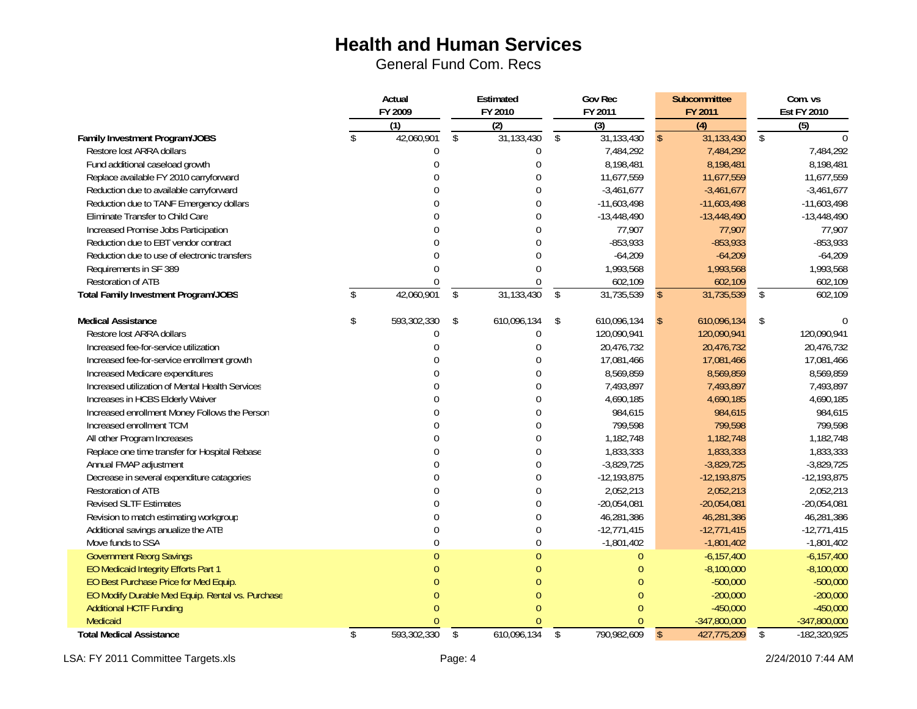# Health and Human Services

General Fund Com. Recs

| | Actual FY 2009 | Estimated FY 2010 | Gov Rec FY 2011 | Subcommittee FY 2011 | Com. vs Est FY 2010 |
|---|---|---|---|---|---|
| | (1) | (2) | (3) | (4) | (5) |
| **Family Investment Program/JOBS** | $ 42,060,901 | $ 31,133,430 | $ 31,133,430 | $ 31,133,430 | $ 0 |
| Restore lost ARRA dollars | 0 | 0 | 7,484,292 | 7,484,292 | 7,484,292 |
| Fund additional caseload growth | 0 | 0 | 8,198,481 | 8,198,481 | 8,198,481 |
| Replace available FY 2010 carryforward | 0 | 0 | 11,677,559 | 11,677,559 | 11,677,559 |
| Reduction due to available carryforward | 0 | 0 | -3,461,677 | -3,461,677 | -3,461,677 |
| Reduction due to TANF Emergency dollars | 0 | 0 | -11,603,498 | -11,603,498 | -11,603,498 |
| Eliminate Transfer to Child Care | 0 | 0 | -13,448,490 | -13,448,490 | -13,448,490 |
| Increased Promise Jobs Participation | 0 | 0 | 77,907 | 77,907 | 77,907 |
| Reduction due to EBT vendor contract | 0 | 0 | -853,933 | -853,933 | -853,933 |
| Reduction due to use of electronic transfers | 0 | 0 | -64,209 | -64,209 | -64,209 |
| Requirements in SF 389 | 0 | 0 | 1,993,568 | 1,993,568 | 1,993,568 |
| Restoration of ATB | 0 | 0 | 602,109 | 602,109 | 602,109 |
| **Total Family Investment Program/JOBS** | $ 42,060,901 | $ 31,133,430 | $ 31,735,539 | $ 31,735,539 | $ 602,109 |
| | | | | | |
| **Medical Assistance** | $ 593,302,330 | $ 610,096,134 | $ 610,096,134 | $ 610,096,134 | $ 0 |
| Restore lost ARRA dollars | 0 | 0 | 120,090,941 | 120,090,941 | 120,090,941 |
| Increased fee-for-service utilization | 0 | 0 | 20,476,732 | 20,476,732 | 20,476,732 |
| Increased fee-for-service enrollment growth | 0 | 0 | 17,081,466 | 17,081,466 | 17,081,466 |
| Increased Medicare expenditures | 0 | 0 | 8,569,859 | 8,569,859 | 8,569,859 |
| Increased utilization of Mental Health Services | 0 | 0 | 7,493,897 | 7,493,897 | 7,493,897 |
| Increases in HCBS Elderly Waiver | 0 | 0 | 4,690,185 | 4,690,185 | 4,690,185 |
| Increased enrollment Money Follows the Person | 0 | 0 | 984,615 | 984,615 | 984,615 |
| Increased enrollment TCM | 0 | 0 | 799,598 | 799,598 | 799,598 |
| All other Program Increases | 0 | 0 | 1,182,748 | 1,182,748 | 1,182,748 |
| Replace one time transfer for Hospital Rebase | 0 | 0 | 1,833,333 | 1,833,333 | 1,833,333 |
| Annual FMAP adjustment | 0 | 0 | -3,829,725 | -3,829,725 | -3,829,725 |
| Decrease in several expenditure catagories | 0 | 0 | -12,193,875 | -12,193,875 | -12,193,875 |
| Restoration of ATB | 0 | 0 | 2,052,213 | 2,052,213 | 2,052,213 |
| Revised SLTF Estimates | 0 | 0 | -20,054,081 | -20,054,081 | -20,054,081 |
| Revision to match estimating workgroup | 0 | 0 | 46,281,386 | 46,281,386 | 46,281,386 |
| Additional savings anualize the ATB | 0 | 0 | -12,771,415 | -12,771,415 | -12,771,415 |
| Move funds to SSA | 0 | 0 | -1,801,402 | -1,801,402 | -1,801,402 |
| Government Reorg Savings | 0 | 0 | 0 | -6,157,400 | -6,157,400 |
| EO Medicaid Integrity Efforts Part 1 | 0 | 0 | 0 | -8,100,000 | -8,100,000 |
| EO Best Purchase Price for Med Equip. | 0 | 0 | 0 | -500,000 | -500,000 |
| EO Modify Durable Med Equip. Rental vs. Purchase | 0 | 0 | 0 | -200,000 | -200,000 |
| Additional HCTF Funding | 0 | 0 | 0 | -450,000 | -450,000 |
| Medicaid | 0 | 0 | 0 | -347,800,000 | -347,800,000 |
| **Total Medical Assistance** | $ 593,302,330 | $ 610,096,134 | $ 790,982,609 | $ 427,775,209 | $ -182,320,925 |

LSA: FY 2011 Committee Targets.xls 2/24/2010 7:44 AM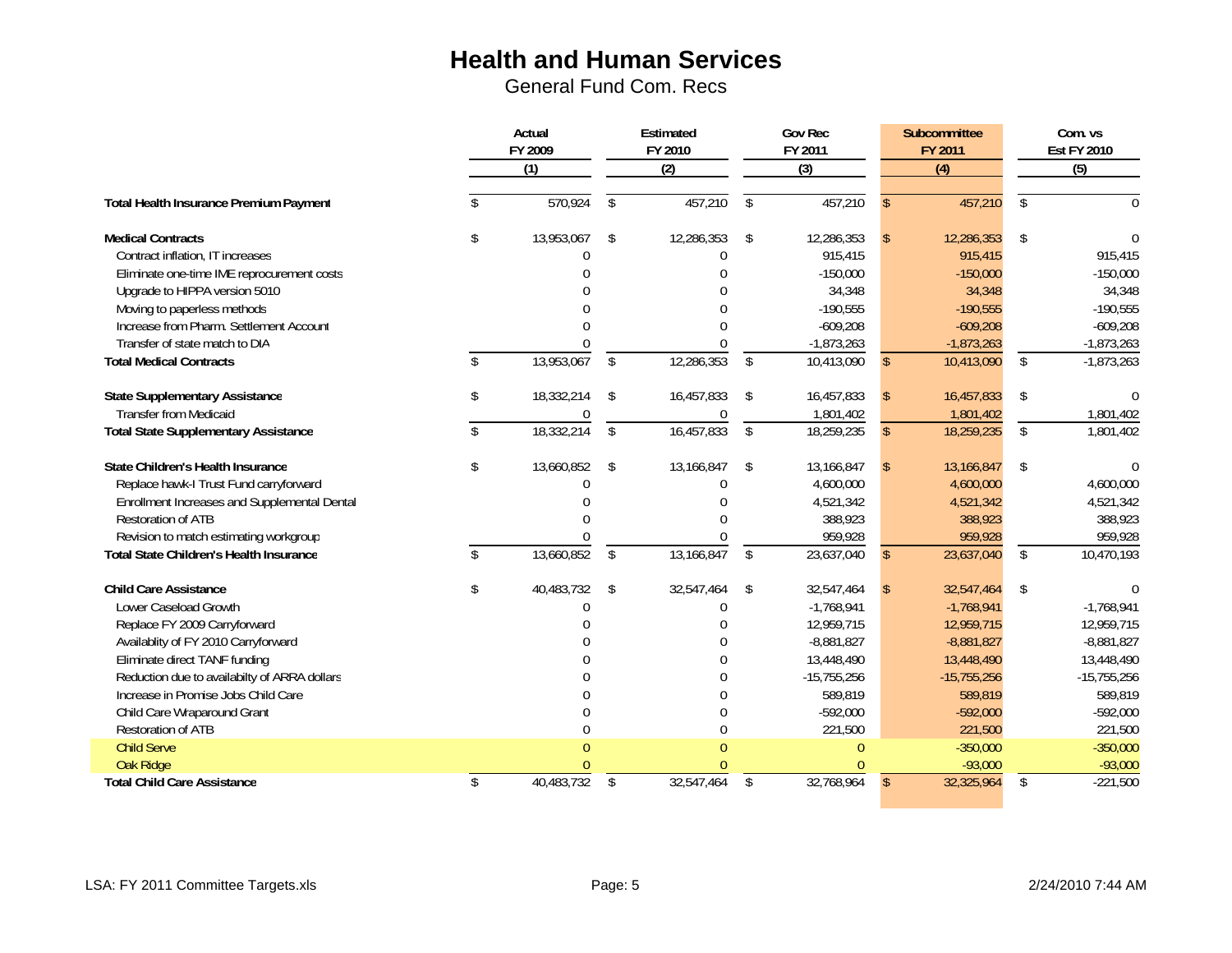# Health and Human Services

General Fund Com. Recs

| | Actual FY 2009 (1) | Estimated FY 2010 (2) | Gov Rec FY 2011 (3) | Subcommittee FY 2011 (4) | Com. vs Est FY 2010 (5) |
|---|---|---|---|---|---|
| **Total Health Insurance Premium Payment** | $ 570,924 | $ 457,210 | $ 457,210 | $ 457,210 | $ 0 |
| | | | | | |
| **Medical Contracts** | $ 13,953,067 | $ 12,286,353 | $ 12,286,353 | $ 12,286,353 | $ 0 |
| Contract inflation, IT increases | 0 | 0 | 915,415 | 915,415 | 915,415 |
| Eliminate one-time IME reprocurement costs | 0 | 0 | -150,000 | -150,000 | -150,000 |
| Upgrade to HIPPA version 5010 | 0 | 0 | 34,348 | 34,348 | 34,348 |
| Moving to paperless methods | 0 | 0 | -190,555 | -190,555 | -190,555 |
| Increase from Pharm. Settlement Account | 0 | 0 | -609,208 | -609,208 | -609,208 |
| Transfer of state match to DIA | 0 | 0 | -1,873,263 | -1,873,263 | -1,873,263 |
| **Total Medical Contracts** | $ 13,953,067 | $ 12,286,353 | $ 10,413,090 | $ 10,413,090 | $ -1,873,263 |
| | | | | | |
| **State Supplementary Assistance** | $ 18,332,214 | $ 16,457,833 | $ 16,457,833 | $ 16,457,833 | $ 0 |
| Transfer from Medicaid | 0 | 0 | 1,801,402 | 1,801,402 | 1,801,402 |
| **Total State Supplementary Assistance** | $ 18,332,214 | $ 16,457,833 | $ 18,259,235 | $ 18,259,235 | $ 1,801,402 |
| | | | | | |
| **State Children's Health Insurance** | $ 13,660,852 | $ 13,166,847 | $ 13,166,847 | $ 13,166,847 | $ 0 |
| Replace hawk-I Trust Fund carryforward | 0 | 0 | 4,600,000 | 4,600,000 | 4,600,000 |
| Enrollment Increases and Supplemental Dental | 0 | 0 | 4,521,342 | 4,521,342 | 4,521,342 |
| Restoration of ATB | 0 | 0 | 388,923 | 388,923 | 388,923 |
| Revision to match estimating workgroup | 0 | 0 | 959,928 | 959,928 | 959,928 |
| **Total State Children's Health Insurance** | $ 13,660,852 | $ 13,166,847 | $ 23,637,040 | $ 23,637,040 | $ 10,470,193 |
| | | | | | |
| **Child Care Assistance** | $ 40,483,732 | $ 32,547,464 | $ 32,547,464 | $ 32,547,464 | $ 0 |
| Lower Caseload Growth | 0 | 0 | -1,768,941 | -1,768,941 | -1,768,941 |
| Replace FY 2009 Carryforward | 0 | 0 | 12,959,715 | 12,959,715 | 12,959,715 |
| Availablity of FY 2010 Carryforward | 0 | 0 | -8,881,827 | -8,881,827 | -8,881,827 |
| Eliminate direct TANF funding | 0 | 0 | 13,448,490 | 13,448,490 | 13,448,490 |
| Reduction due to availabilty of ARRA dollars | 0 | 0 | -15,755,256 | -15,755,256 | -15,755,256 |
| Increase in Promise Jobs Child Care | 0 | 0 | 589,819 | 589,819 | 589,819 |
| Child Care Wraparound Grant | 0 | 0 | -592,000 | -592,000 | -592,000 |
| Restoration of ATB | 0 | 0 | 221,500 | 221,500 | 221,500 |
| Child Serve | 0 | 0 | 0 | -350,000 | -350,000 |
| Oak Ridge | 0 | 0 | 0 | -93,000 | -93,000 |
| **Total Child Care Assistance** | $ 40,483,732 | $ 32,547,464 | $ 32,768,964 | $ 32,325,964 | $ -221,500 |

LSA: FY 2011 Committee Targets.xls — 2/24/2010 7:44 AM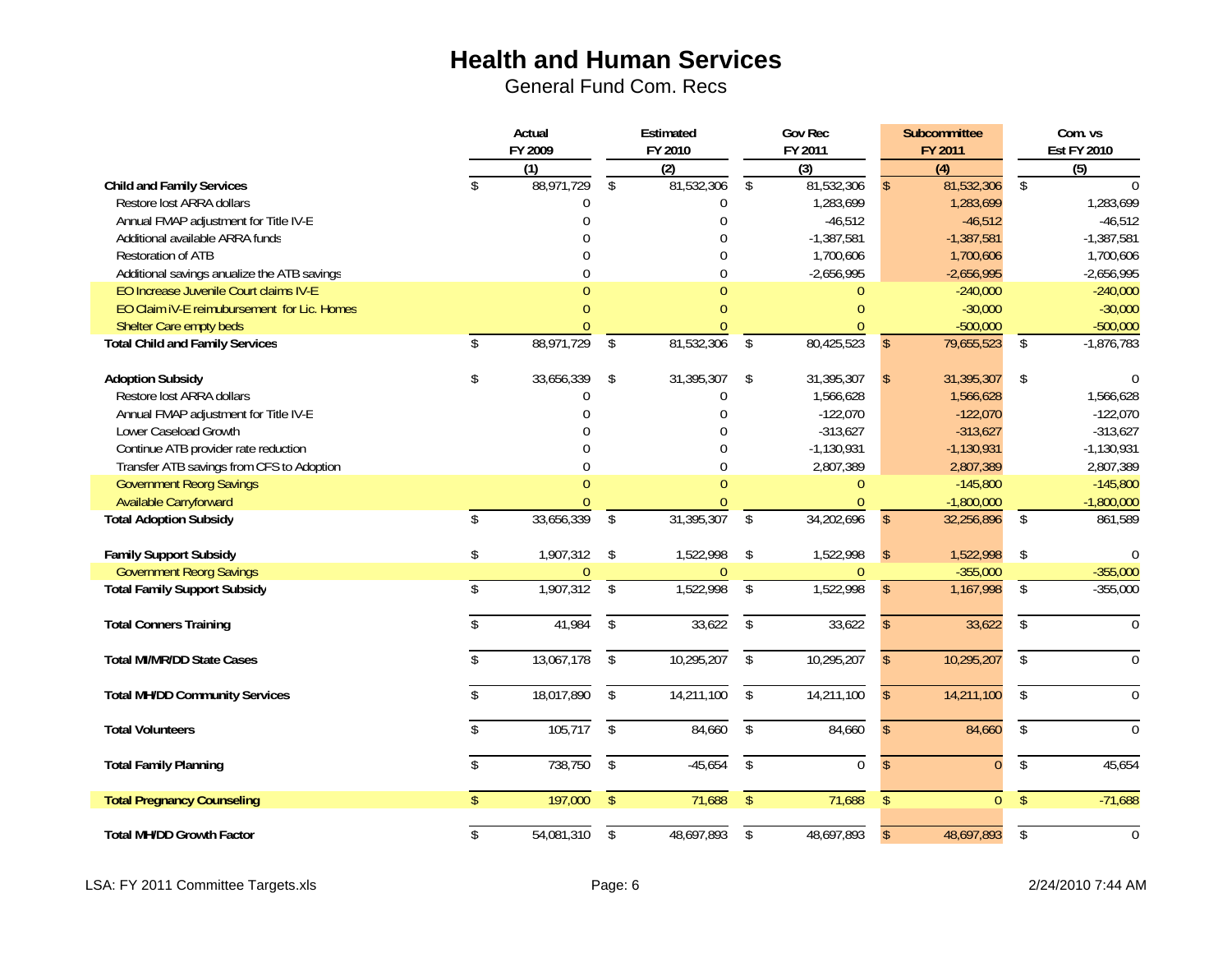# Health and Human Services

General Fund Com. Recs

| | Actual FY 2009 | Estimated FY 2010 | Gov Rec FY 2011 | Subcommittee FY 2011 | Com. vs Est FY 2010 |
|---|---|---|---|---|---|
| | (1) | (2) | (3) | (4) | (5) |
| **Child and Family Services** | $ 88,971,729 | $ 81,532,306 | $ 81,532,306 | $ 81,532,306 | $ 0 |
| Restore lost ARRA dollars | 0 | 0 | 1,283,699 | 1,283,699 | 1,283,699 |
| Annual FMAP adjustment for Title IV-E | 0 | 0 | -46,512 | -46,512 | -46,512 |
| Additional available ARRA funds | 0 | 0 | -1,387,581 | -1,387,581 | -1,387,581 |
| Restoration of ATB | 0 | 0 | 1,700,606 | 1,700,606 | 1,700,606 |
| Additional savings anualize the ATB savings | 0 | 0 | -2,656,995 | -2,656,995 | -2,656,995 |
| EO Increase Juvenile Court claims IV-E | 0 | 0 | 0 | -240,000 | -240,000 |
| EO Claim iV-E reimbursement for Lic. Homes | 0 | 0 | 0 | -30,000 | -30,000 |
| Shelter Care empty beds | 0 | 0 | 0 | -500,000 | -500,000 |
| **Total Child and Family Services** | $ 88,971,729 | $ 81,532,306 | $ 80,425,523 | $ 79,655,523 | $ -1,876,783 |
| | | | | | |
| **Adoption Subsidy** | $ 33,656,339 | $ 31,395,307 | $ 31,395,307 | $ 31,395,307 | $ 0 |
| Restore lost ARRA dollars | 0 | 0 | 1,566,628 | 1,566,628 | 1,566,628 |
| Annual FMAP adjustment for Title IV-E | 0 | 0 | -122,070 | -122,070 | -122,070 |
| Lower Caseload Growth | 0 | 0 | -313,627 | -313,627 | -313,627 |
| Continue ATB provider rate reduction | 0 | 0 | -1,130,931 | -1,130,931 | -1,130,931 |
| Transfer ATB savings from CFS to Adoption | 0 | 0 | 2,807,389 | 2,807,389 | 2,807,389 |
| Government Reorg Savings | 0 | 0 | 0 | -145,800 | -145,800 |
| Available Carryforward | 0 | 0 | 0 | -1,800,000 | -1,800,000 |
| **Total Adoption Subsidy** | $ 33,656,339 | $ 31,395,307 | $ 34,202,696 | $ 32,256,896 | $ 861,589 |
| | | | | | |
| **Family Support Subsidy** | $ 1,907,312 | $ 1,522,998 | $ 1,522,998 | $ 1,522,998 | $ 0 |
| Government Reorg Savings | 0 | 0 | 0 | -355,000 | -355,000 |
| **Total Family Support Subsidy** | $ 1,907,312 | $ 1,522,998 | $ 1,522,998 | $ 1,167,998 | $ -355,000 |
| | | | | | |
| **Total Conners Training** | $ 41,984 | $ 33,622 | $ 33,622 | $ 33,622 | $ 0 |
| | | | | | |
| **Total MI/MR/DD State Cases** | $ 13,067,178 | $ 10,295,207 | $ 10,295,207 | $ 10,295,207 | $ 0 |
| | | | | | |
| **Total MH/DD Community Services** | $ 18,017,890 | $ 14,211,100 | $ 14,211,100 | $ 14,211,100 | $ 0 |
| | | | | | |
| **Total Volunteers** | $ 105,717 | $ 84,660 | $ 84,660 | $ 84,660 | $ 0 |
| | | | | | |
| **Total Family Planning** | $ 738,750 | $ -45,654 | $ 0 | $ 0 | $ 45,654 |
| | | | | | |
| **Total Pregnancy Counseling** | $ 197,000 | $ 71,688 | $ 71,688 | $ 0 | $ -71,688 |
| | | | | | |
| **Total MH/DD Growth Factor** | $ 54,081,310 | $ 48,697,893 | $ 48,697,893 | $ 48,697,893 | $ 0 |

LSA: FY 2011 Committee Targets.xls — 2/24/2010 7:44 AM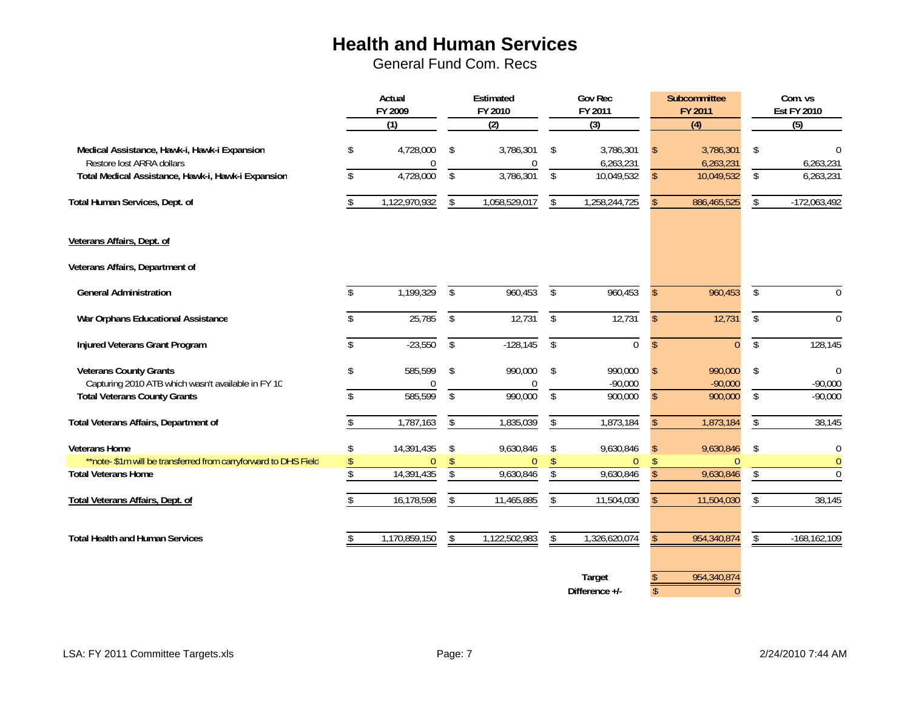# Health and Human Services

General Fund Com. Recs

| | Actual FY 2009 (1) | Estimated FY 2010 (2) | Gov Rec FY 2011 (3) | Subcommittee FY 2011 (4) | Com. vs Est FY 2010 (5) |
|---|---|---|---|---|---|
| **Medical Assistance, Hawk-i, Hawk-i Expansion** | $ 4,728,000 | $ 3,786,301 | $ 3,786,301 | $ 3,786,301 | $ 0 |
| Restore lost ARRA dollars | 0 | 0 | 6,263,231 | 6,263,231 | 6,263,231 |
| **Total Medical Assistance, Hawk-i, Hawk-i Expansion** | $ 4,728,000 | $ 3,786,301 | $ 10,049,532 | $ 10,049,532 | $ 6,263,231 |
| **Total Human Services, Dept. of** | $ 1,122,970,932 | $ 1,058,529,017 | $ 1,258,244,725 | $ 886,465,525 | $ -172,063,492 |
| **Veterans Affairs, Dept. of** | | | | | |
| **Veterans Affairs, Department of** | | | | | |
| **General Administration** | $ 1,199,329 | $ 960,453 | $ 960,453 | $ 960,453 | $ 0 |
| **War Orphans Educational Assistance** | $ 25,785 | $ 12,731 | $ 12,731 | $ 12,731 | $ 0 |
| **Injured Veterans Grant Program** | $ -23,550 | $ -128,145 | $ 0 | $ 0 | $ 128,145 |
| **Veterans County Grants** | $ 585,599 | $ 990,000 | $ 990,000 | $ 990,000 | $ 0 |
| Capturing 2010 ATB which wasn't available in FY 10 | 0 | 0 | -90,000 | -90,000 | -90,000 |
| **Total Veterans County Grants** | $ 585,599 | $ 990,000 | $ 900,000 | $ 900,000 | $ -90,000 |
| **Total Veterans Affairs, Department of** | $ 1,787,163 | $ 1,835,039 | $ 1,873,184 | $ 1,873,184 | $ 38,145 |
| **Veterans Home** | $ 14,391,435 | $ 9,630,846 | $ 9,630,846 | $ 9,630,846 | $ 0 |
| **note- $1m will be transferred from carryforward to DHS Field | $ 0 | $ 0 | $ 0 | $ 0 | 0 |
| **Total Veterans Home** | $ 14,391,435 | $ 9,630,846 | $ 9,630,846 | $ 9,630,846 | $ 0 |
| **Total Veterans Affairs, Dept. of** | $ 16,178,598 | $ 11,465,885 | $ 11,504,030 | $ 11,504,030 | $ 38,145 |
| **Total Health and Human Services** | $ 1,170,859,150 | $ 1,122,502,983 | $ 1,326,620,074 | $ 954,340,874 | $ -168,162,109 |
| | | | **Target** | $ 954,340,874 | |
| | | | **Difference +/-** | $ 0 | |

LSA: FY 2011 Committee Targets.xls — 2/24/2010 7:44 AM